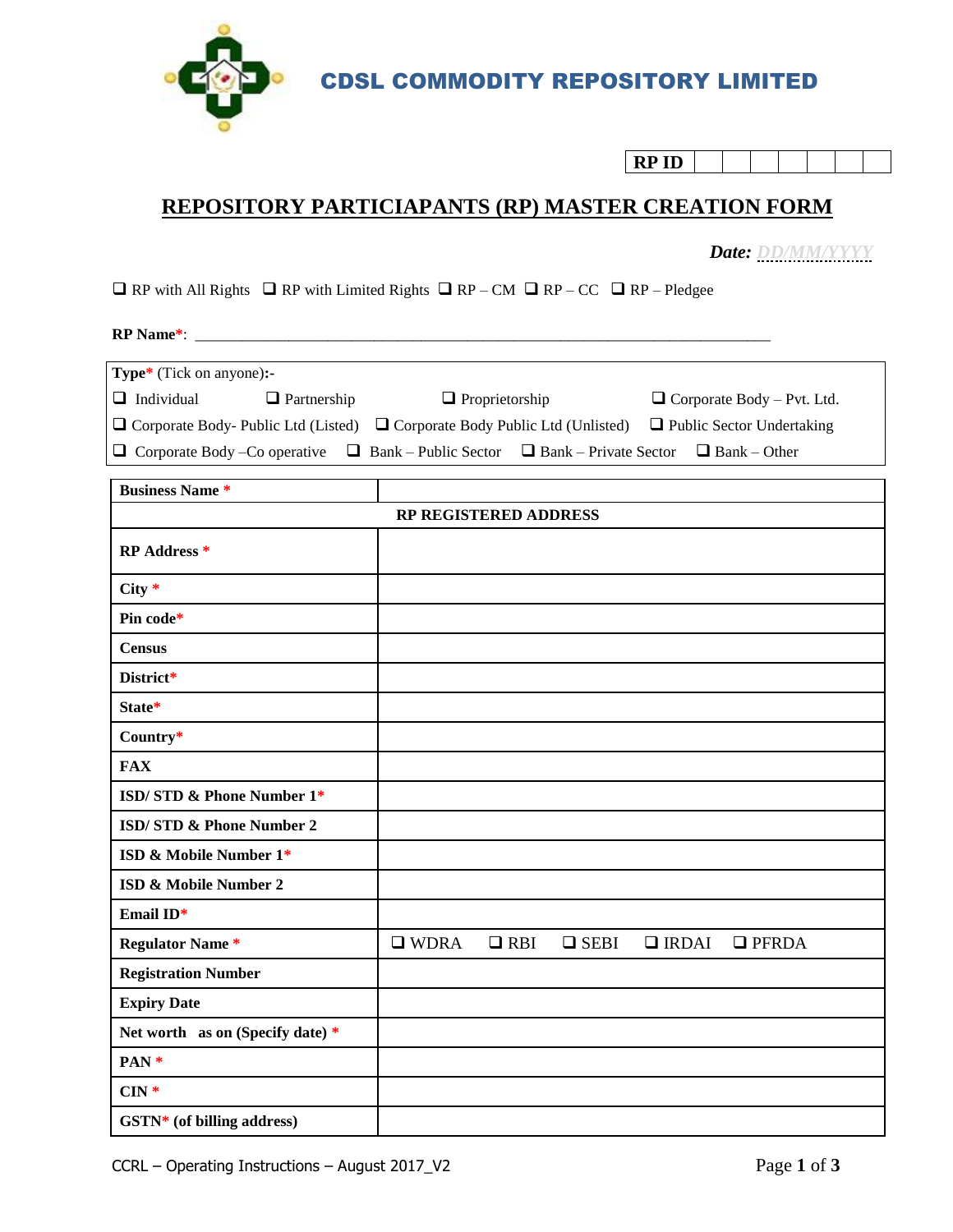# CDSL COMMODITY REPOSITORY LIMITED

| RP ID | | | | | | | |
|---|---|---|---|---|---|---|---|

## REPOSITORY PARTICIAPANTS (RP) MASTER CREATION FORM

***Date:*** DD/MM/YYYY

❑ RP with All Rights ❑ RP with Limited Rights ❑ RP – CM ❑ RP – CC ❑ RP – Pledgee

**RP Name***: ___________________________________________________________________________

**Type*** (Tick on anyone)**:-**

❑ Individual ❑ Partnership ❑ Proprietorship ❑ Corporate Body – Pvt. Ltd.
❑ Corporate Body- Public Ltd (Listed) ❑ Corporate Body Public Ltd (Unlisted) ❑ Public Sector Undertaking
❑ Corporate Body –Co operative ❑ Bank – Public Sector ❑ Bank – Private Sector ❑ Bank – Other

| **Business Name *** | |
|---|---|
| **RP REGISTERED ADDRESS** | |
| **RP Address *** | |
| **City *** | |
| **Pin code*** | |
| **Census** | |
| **District*** | |
| **State*** | |
| **Country*** | |
| **FAX** | |
| **ISD/ STD & Phone Number 1*** | |
| **ISD/ STD & Phone Number 2** | |
| **ISD & Mobile Number 1*** | |
| **ISD & Mobile Number 2** | |
| **Email ID*** | |
| **Regulator Name *** | ❑ WDRA ❑ RBI ❑ SEBI ❑ IRDAI ❑ PFRDA |
| **Registration Number** | |
| **Expiry Date** | |
| **Net worth as on (Specify date) *** | |
| **PAN *** | |
| **CIN *** | |
| **GSTN* (of billing address)** | |

CCRL – Operating Instructions – August 2017_V2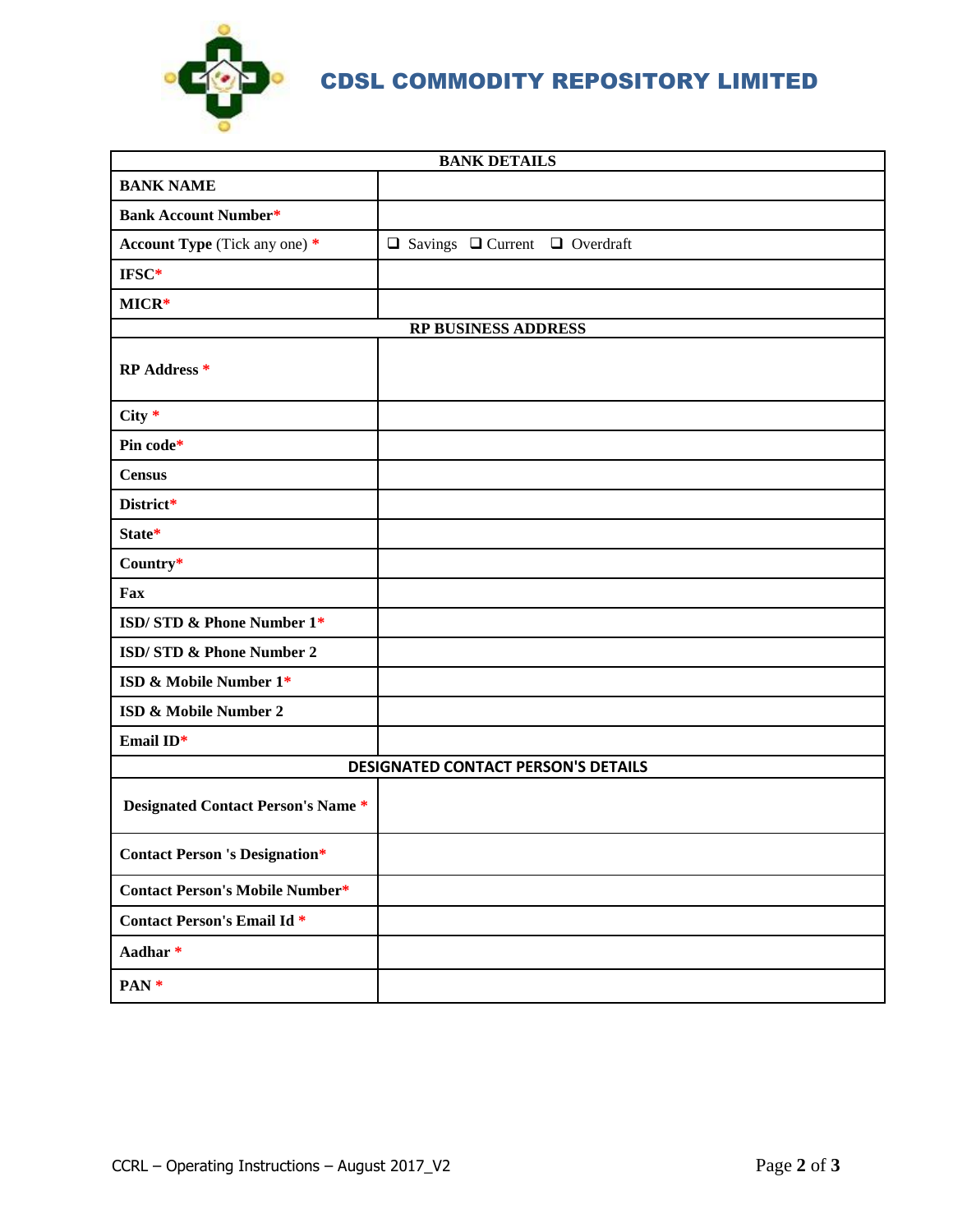# CDSL COMMODITY REPOSITORY LIMITED

| BANK DETAILS | |
|---|---|
| **BANK NAME** | |
| **Bank Account Number*** | |
| **Account Type** (Tick any one) * | ❑ Savings ❑ Current ❑ Overdraft |
| **IFSC*** | |
| **MICR*** | |
| **RP BUSINESS ADDRESS** | |
| **RP Address *** | |
| **City *** | |
| **Pin code*** | |
| **Census** | |
| **District*** | |
| **State*** | |
| **Country*** | |
| **Fax** | |
| **ISD/ STD & Phone Number 1*** | |
| **ISD/ STD & Phone Number 2** | |
| **ISD & Mobile Number 1*** | |
| **ISD & Mobile Number 2** | |
| **Email ID*** | |
| **DESIGNATED CONTACT PERSON'S DETAILS** | |
| **Designated Contact Person's Name *** | |
| **Contact Person 's Designation*** | |
| **Contact Person's Mobile Number*** | |
| **Contact Person's Email Id *** | |
| **Aadhar *** | |
| **PAN *** | |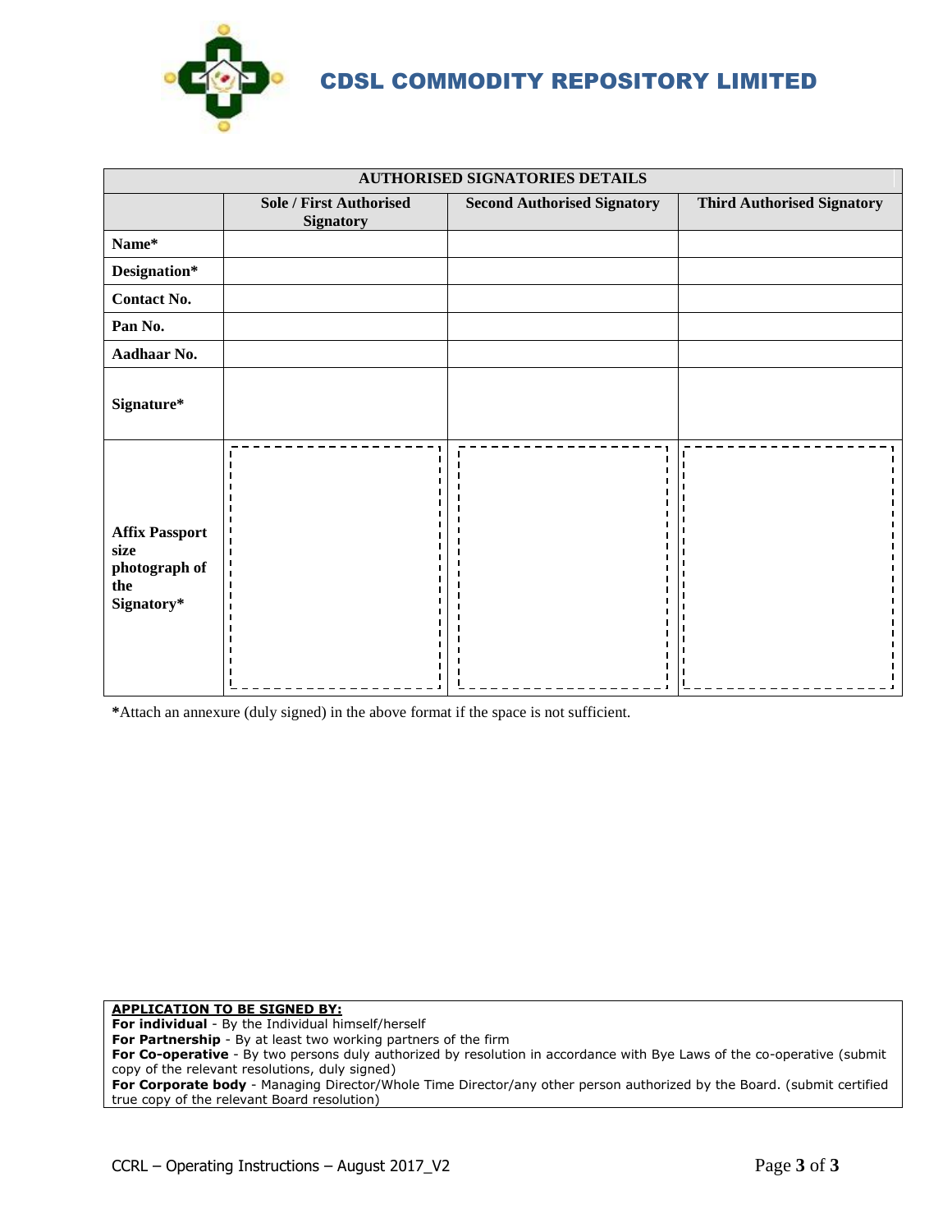# CDSL COMMODITY REPOSITORY LIMITED

| AUTHORISED SIGNATORIES DETAILS | | | |
|---|---|---|---|
| | Sole / First Authorised Signatory | Second Authorised Signatory | Third Authorised Signatory |
| **Name*** | | | |
| **Designation*** | | | |
| **Contact No.** | | | |
| **Pan No.** | | | |
| **Aadhaar No.** | | | |
| **Signature*** | | | |
| **Affix Passport size photograph of the Signatory*** | | | |

***Attach an annexure (duly signed) in the above format if the space is not sufficient.**

**APPLICATION TO BE SIGNED BY:**

**For individual** - By the Individual himself/herself
**For Partnership** - By at least two working partners of the firm
**For Co-operative** - By two persons duly authorized by resolution in accordance with Bye Laws of the co-operative (submit copy of the relevant resolutions, duly signed)
**For Corporate body** - Managing Director/Whole Time Director/any other person authorized by the Board. (submit certified true copy of the relevant Board resolution)

CCRL – Operating Instructions – August 2017_V2